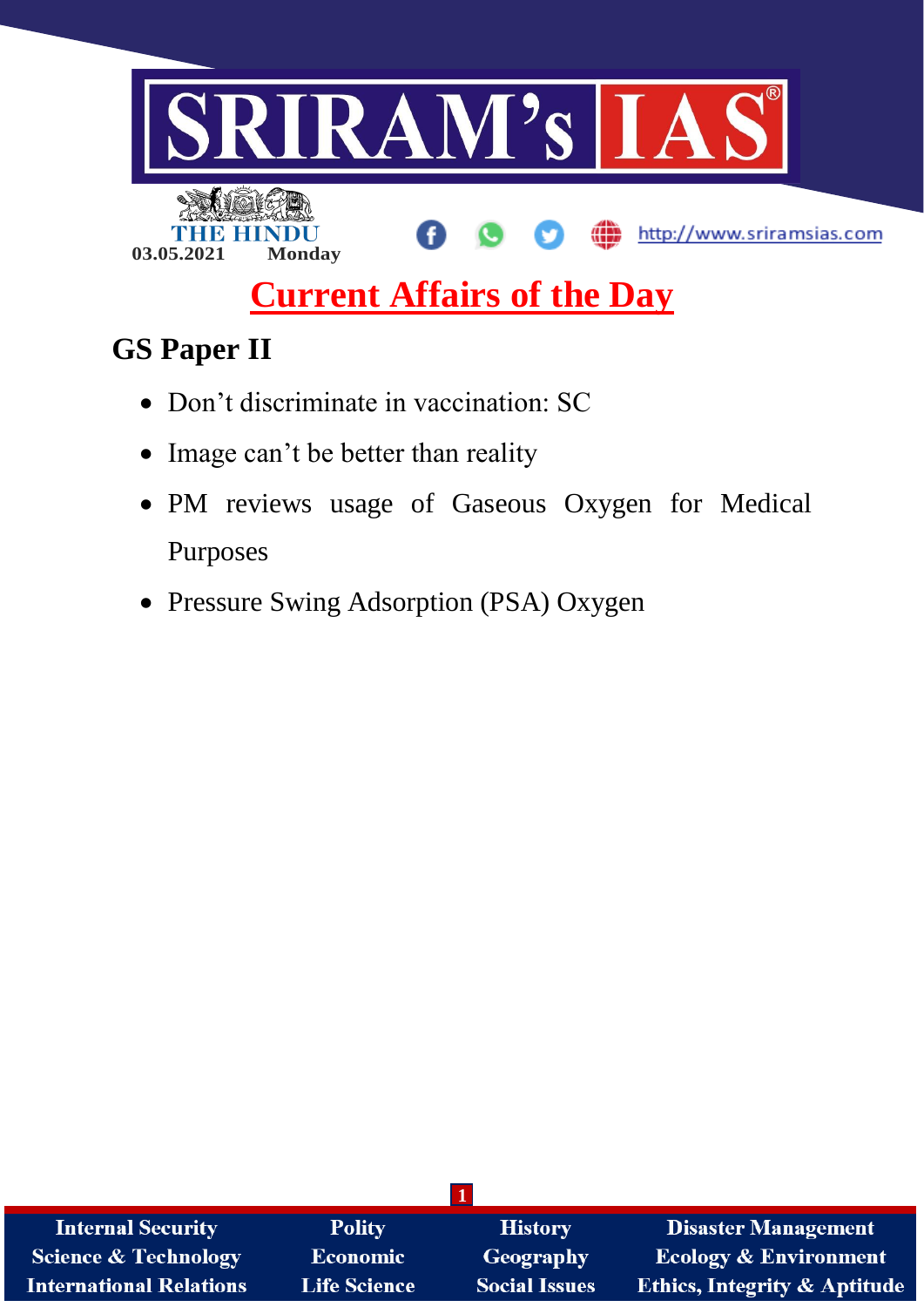03.05.2021 Monday

# Current Affairs of the Day

## GS Paper II

- Don't discriminate in vaccination: SC
- Image can't be better than reality
- PM reviews usage of Gaseous Oxygen for Medical Purposes
- Pressure Swing Adsorption (PSA) Oxygen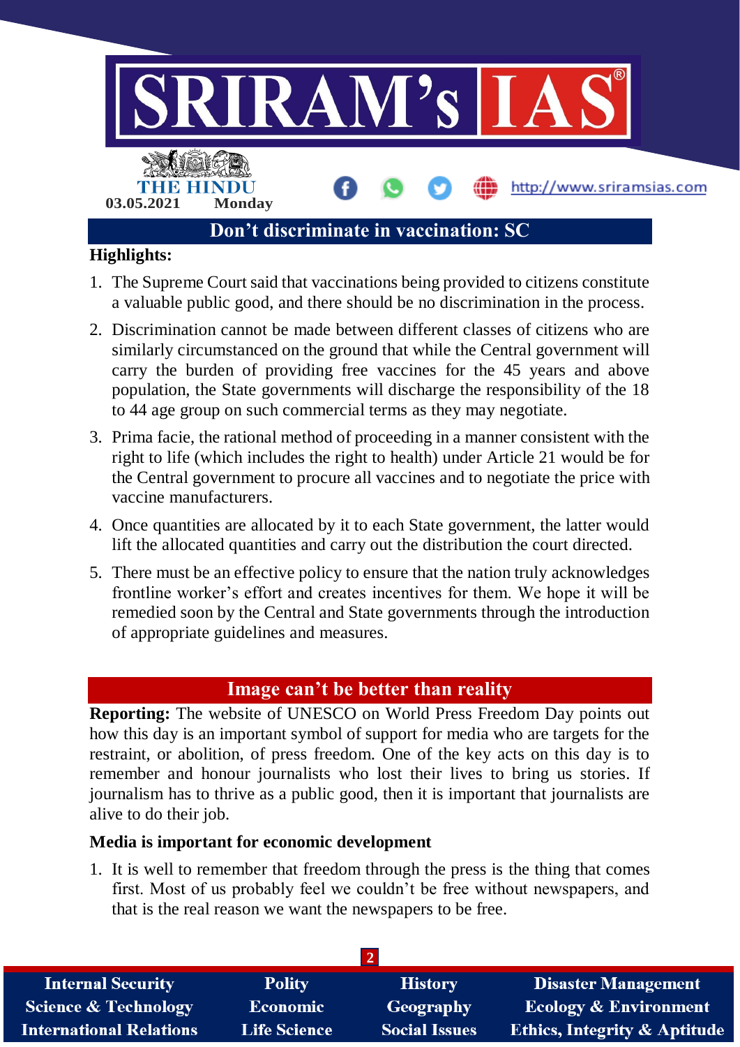## Don't discriminate in vaccination: SC

**Highlights:**

1. The Supreme Court said that vaccinations being provided to citizens constitute a valuable public good, and there should be no discrimination in the process.
2. Discrimination cannot be made between different classes of citizens who are similarly circumstanced on the ground that while the Central government will carry the burden of providing free vaccines for the 45 years and above population, the State governments will discharge the responsibility of the 18 to 44 age group on such commercial terms as they may negotiate.
3. Prima facie, the rational method of proceeding in a manner consistent with the right to life (which includes the right to health) under Article 21 would be for the Central government to procure all vaccines and to negotiate the price with vaccine manufacturers.
4. Once quantities are allocated by it to each State government, the latter would lift the allocated quantities and carry out the distribution the court directed.
5. There must be an effective policy to ensure that the nation truly acknowledges frontline worker's effort and creates incentives for them. We hope it will be remedied soon by the Central and State governments through the introduction of appropriate guidelines and measures.

## Image can't be better than reality

**Reporting:** The website of UNESCO on World Press Freedom Day points out how this day is an important symbol of support for media who are targets for the restraint, or abolition, of press freedom. One of the key acts on this day is to remember and honour journalists who lost their lives to bring us stories. If journalism has to thrive as a public good, then it is important that journalists are alive to do their job.

**Media is important for economic development**

1. It is well to remember that freedom through the press is the thing that comes first. Most of us probably feel we couldn't be free without newspapers, and that is the real reason we want the newspapers to be free.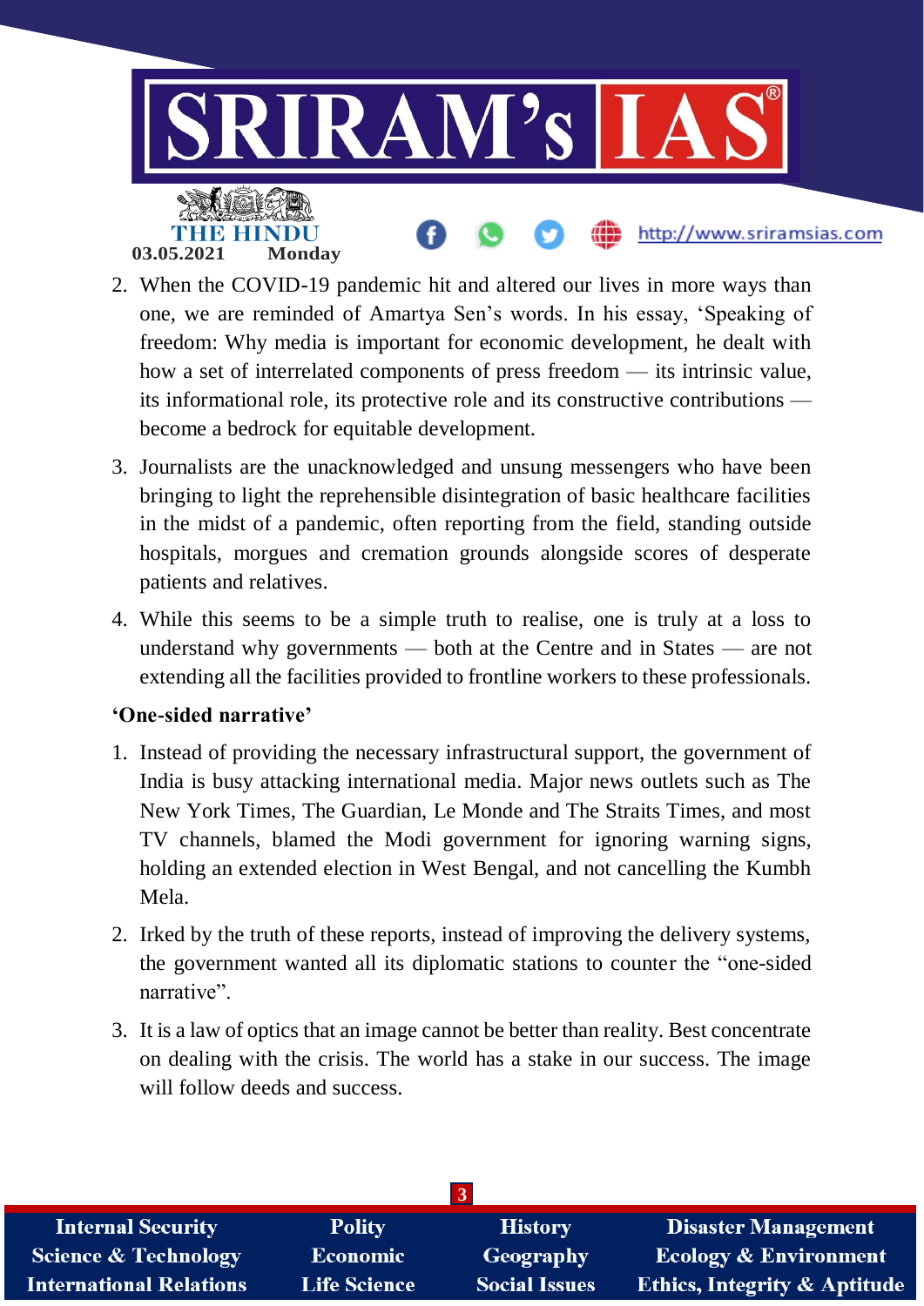2. When the COVID-19 pandemic hit and altered our lives in more ways than one, we are reminded of Amartya Sen's words. In his essay, 'Speaking of freedom: Why media is important for economic development, he dealt with how a set of interrelated components of press freedom — its intrinsic value, its informational role, its protective role and its constructive contributions — become a bedrock for equitable development.
3. Journalists are the unacknowledged and unsung messengers who have been bringing to light the reprehensible disintegration of basic healthcare facilities in the midst of a pandemic, often reporting from the field, standing outside hospitals, morgues and cremation grounds alongside scores of desperate patients and relatives.
4. While this seems to be a simple truth to realise, one is truly at a loss to understand why governments — both at the Centre and in States — are not extending all the facilities provided to frontline workers to these professionals.

**'One-sided narrative'**

1. Instead of providing the necessary infrastructural support, the government of India is busy attacking international media. Major news outlets such as The New York Times, The Guardian, Le Monde and The Straits Times, and most TV channels, blamed the Modi government for ignoring warning signs, holding an extended election in West Bengal, and not cancelling the Kumbh Mela.
2. Irked by the truth of these reports, instead of improving the delivery systems, the government wanted all its diplomatic stations to counter the "one-sided narrative".
3. It is a law of optics that an image cannot be better than reality. Best concentrate on dealing with the crisis. The world has a stake in our success. The image will follow deeds and success.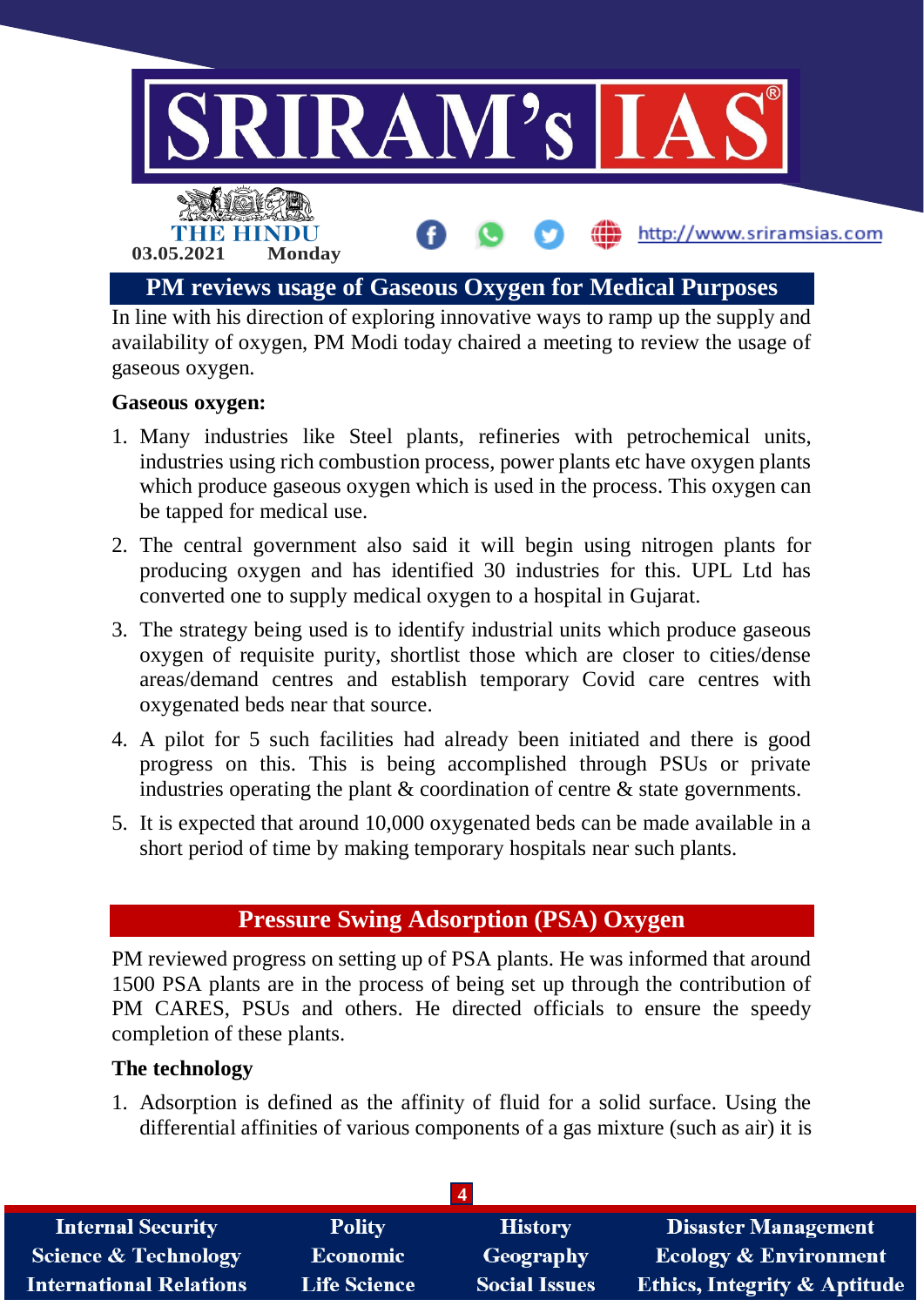## PM reviews usage of Gaseous Oxygen for Medical Purposes

In line with his direction of exploring innovative ways to ramp up the supply and availability of oxygen, PM Modi today chaired a meeting to review the usage of gaseous oxygen.

**Gaseous oxygen:**

1. Many industries like Steel plants, refineries with petrochemical units, industries using rich combustion process, power plants etc have oxygen plants which produce gaseous oxygen which is used in the process. This oxygen can be tapped for medical use.
2. The central government also said it will begin using nitrogen plants for producing oxygen and has identified 30 industries for this. UPL Ltd has converted one to supply medical oxygen to a hospital in Gujarat.
3. The strategy being used is to identify industrial units which produce gaseous oxygen of requisite purity, shortlist those which are closer to cities/dense areas/demand centres and establish temporary Covid care centres with oxygenated beds near that source.
4. A pilot for 5 such facilities had already been initiated and there is good progress on this. This is being accomplished through PSUs or private industries operating the plant & coordination of centre & state governments.
5. It is expected that around 10,000 oxygenated beds can be made available in a short period of time by making temporary hospitals near such plants.

## Pressure Swing Adsorption (PSA) Oxygen

PM reviewed progress on setting up of PSA plants. He was informed that around 1500 PSA plants are in the process of being set up through the contribution of PM CARES, PSUs and others. He directed officials to ensure the speedy completion of these plants.

**The technology**

1. Adsorption is defined as the affinity of fluid for a solid surface. Using the differential affinities of various components of a gas mixture (such as air) it is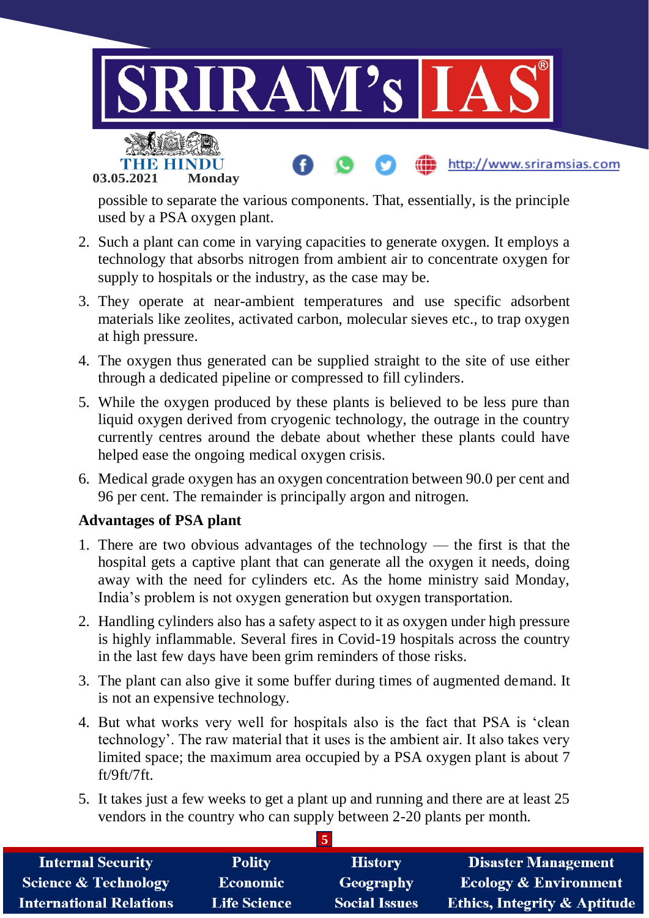possible to separate the various components. That, essentially, is the principle used by a PSA oxygen plant.

2. Such a plant can come in varying capacities to generate oxygen. It employs a technology that absorbs nitrogen from ambient air to concentrate oxygen for supply to hospitals or the industry, as the case may be.
3. They operate at near-ambient temperatures and use specific adsorbent materials like zeolites, activated carbon, molecular sieves etc., to trap oxygen at high pressure.
4. The oxygen thus generated can be supplied straight to the site of use either through a dedicated pipeline or compressed to fill cylinders.
5. While the oxygen produced by these plants is believed to be less pure than liquid oxygen derived from cryogenic technology, the outrage in the country currently centres around the debate about whether these plants could have helped ease the ongoing medical oxygen crisis.
6. Medical grade oxygen has an oxygen concentration between 90.0 per cent and 96 per cent. The remainder is principally argon and nitrogen.

**Advantages of PSA plant**

1. There are two obvious advantages of the technology — the first is that the hospital gets a captive plant that can generate all the oxygen it needs, doing away with the need for cylinders etc. As the home ministry said Monday, India's problem is not oxygen generation but oxygen transportation.
2. Handling cylinders also has a safety aspect to it as oxygen under high pressure is highly inflammable. Several fires in Covid-19 hospitals across the country in the last few days have been grim reminders of those risks.
3. The plant can also give it some buffer during times of augmented demand. It is not an expensive technology.
4. But what works very well for hospitals also is the fact that PSA is 'clean technology'. The raw material that it uses is the ambient air. It also takes very limited space; the maximum area occupied by a PSA oxygen plant is about 7 ft/9ft/7ft.
5. It takes just a few weeks to get a plant up and running and there are at least 25 vendors in the country who can supply between 2-20 plants per month.